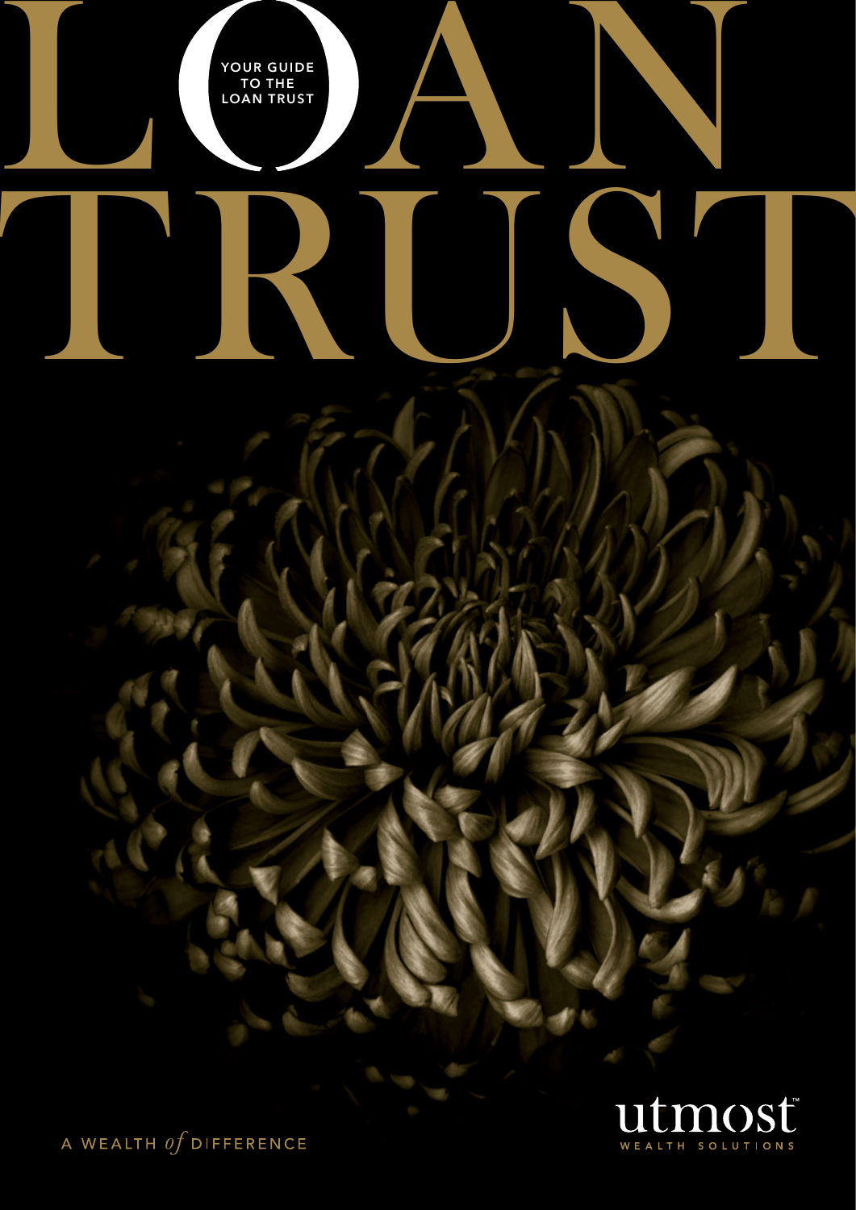# LOAN TRUST

YOUR GUIDE TO THE LOAN TRUST

A WEALTH *of* DIFFERENCE

utmost™ WEALTH SOLUTIONS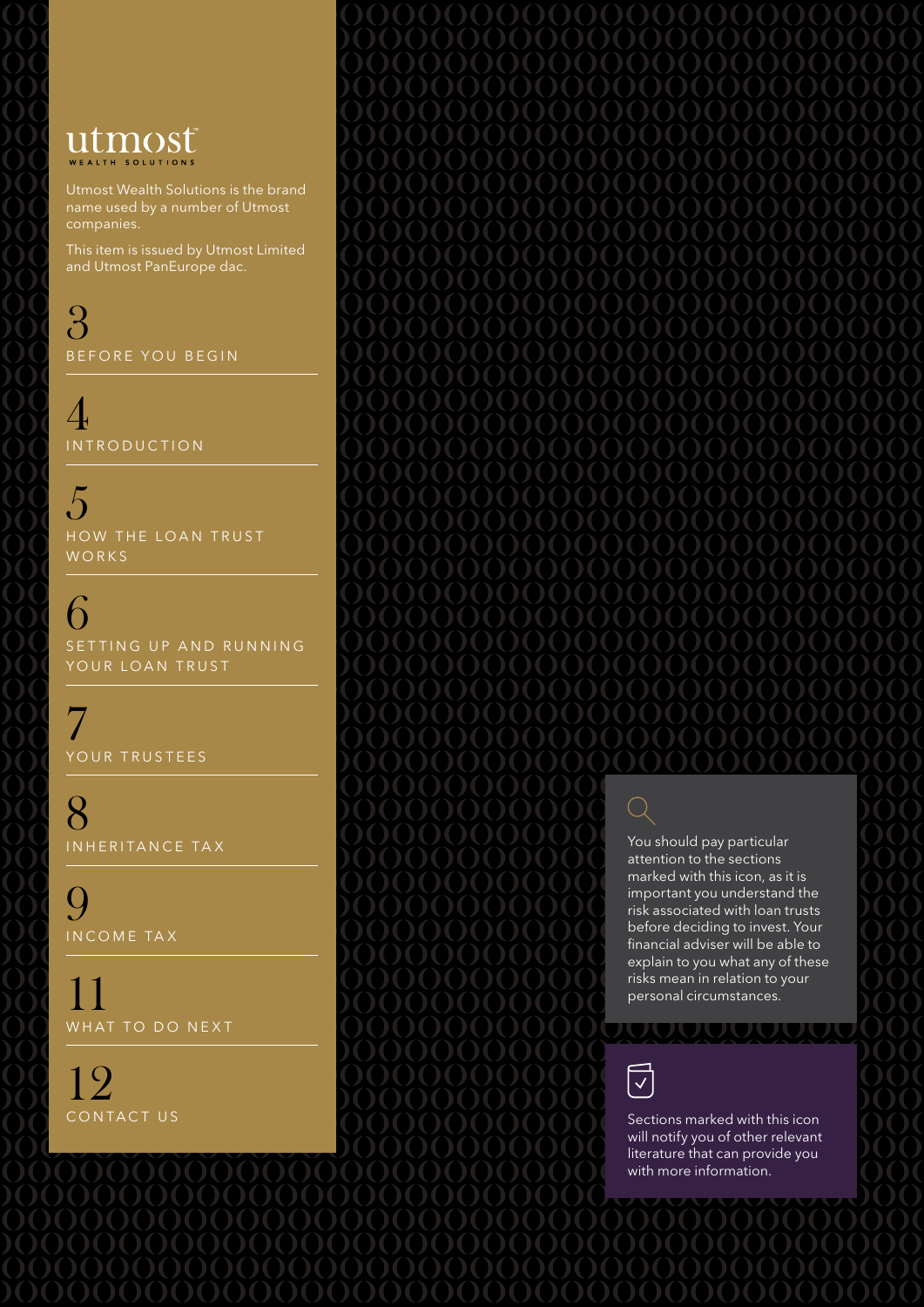utmost
WEALTH SOLUTIONS

Utmost Wealth Solutions is the brand name used by a number of Utmost companies.

This item is issued by Utmost Limited and Utmost PanEurope dac.

3 BEFORE YOU BEGIN

4 INTRODUCTION

5 HOW THE LOAN TRUST WORKS

6 SETTING UP AND RUNNING YOUR LOAN TRUST

7 YOUR TRUSTEES

8 INHERITANCE TAX

9 INCOME TAX

11 WHAT TO DO NEXT

12 CONTACT US

You should pay particular attention to the sections marked with this icon, as it is important you understand the risk associated with loan trusts before deciding to invest. Your financial adviser will be able to explain to you what any of these risks mean in relation to your personal circumstances.

Sections marked with this icon will notify you of other relevant literature that can provide you with more information.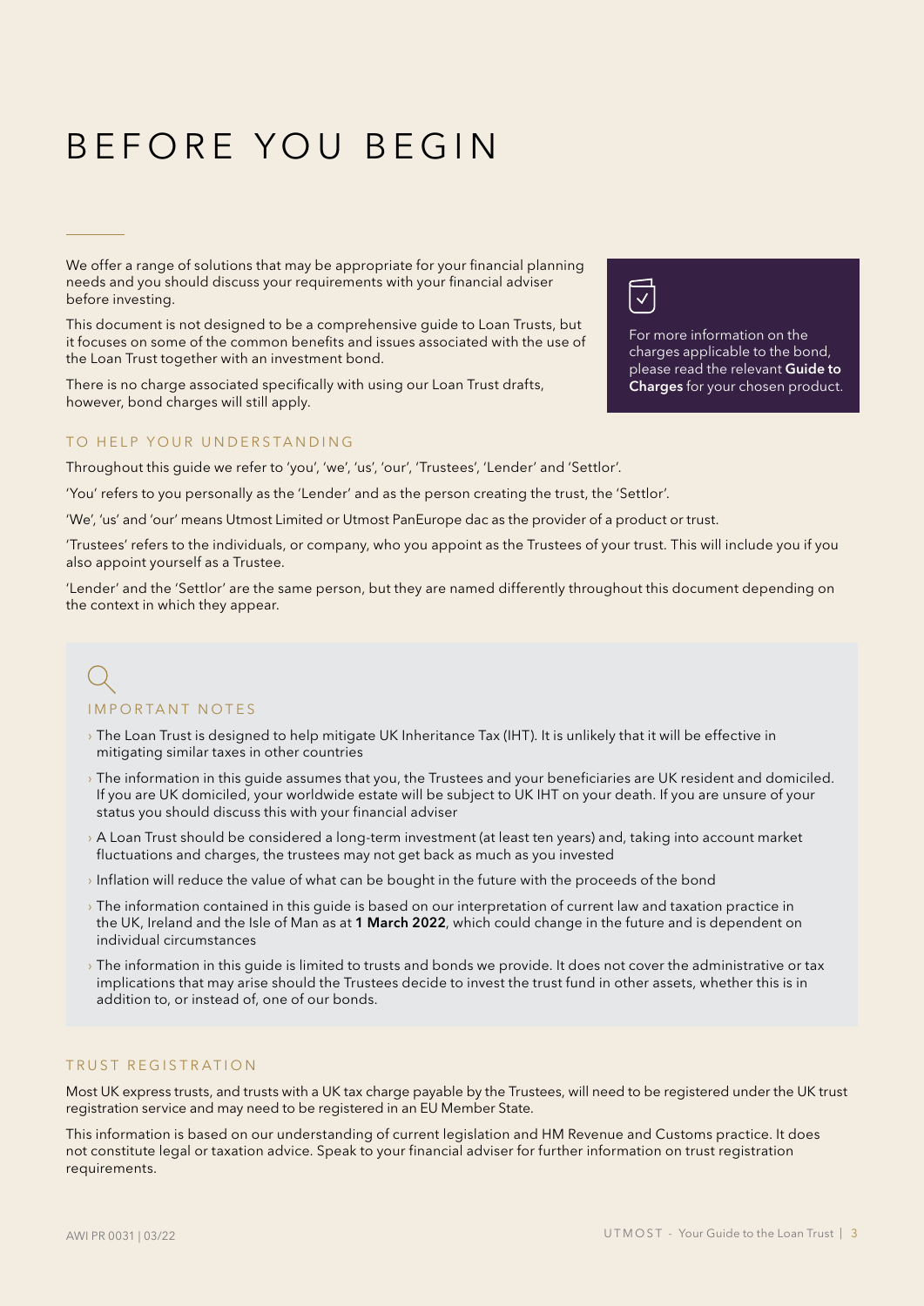# BEFORE YOU BEGIN

We offer a range of solutions that may be appropriate for your financial planning needs and you should discuss your requirements with your financial adviser before investing.

This document is not designed to be a comprehensive guide to Loan Trusts, but it focuses on some of the common benefits and issues associated with the use of the Loan Trust together with an investment bond.

There is no charge associated specifically with using our Loan Trust drafts, however, bond charges will still apply.

For more information on the charges applicable to the bond, please read the relevant **Guide to Charges** for your chosen product.

## TO HELP YOUR UNDERSTANDING

Throughout this guide we refer to 'you', 'we', 'us', 'our', 'Trustees', 'Lender' and 'Settlor'.

'You' refers to you personally as the 'Lender' and as the person creating the trust, the 'Settlor'.

'We', 'us' and 'our' means Utmost Limited or Utmost PanEurope dac as the provider of a product or trust.

'Trustees' refers to the individuals, or company, who you appoint as the Trustees of your trust. This will include you if you also appoint yourself as a Trustee.

'Lender' and the 'Settlor' are the same person, but they are named differently throughout this document depending on the context in which they appear.

## IMPORTANT NOTES

- The Loan Trust is designed to help mitigate UK Inheritance Tax (IHT). It is unlikely that it will be effective in mitigating similar taxes in other countries
- The information in this guide assumes that you, the Trustees and your beneficiaries are UK resident and domiciled. If you are UK domiciled, your worldwide estate will be subject to UK IHT on your death. If you are unsure of your status you should discuss this with your financial adviser
- A Loan Trust should be considered a long-term investment (at least ten years) and, taking into account market fluctuations and charges, the trustees may not get back as much as you invested
- Inflation will reduce the value of what can be bought in the future with the proceeds of the bond
- The information contained in this guide is based on our interpretation of current law and taxation practice in the UK, Ireland and the Isle of Man as at **1 March 2022**, which could change in the future and is dependent on individual circumstances
- The information in this guide is limited to trusts and bonds we provide. It does not cover the administrative or tax implications that may arise should the Trustees decide to invest the trust fund in other assets, whether this is in addition to, or instead of, one of our bonds.

## TRUST REGISTRATION

Most UK express trusts, and trusts with a UK tax charge payable by the Trustees, will need to be registered under the UK trust registration service and may need to be registered in an EU Member State.

This information is based on our understanding of current legislation and HM Revenue and Customs practice. It does not constitute legal or taxation advice. Speak to your financial adviser for further information on trust registration requirements.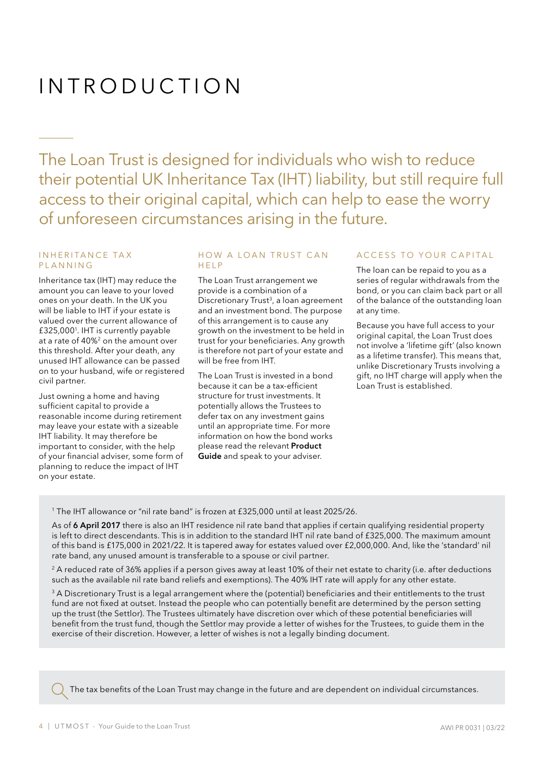# INTRODUCTION

The Loan Trust is designed for individuals who wish to reduce their potential UK Inheritance Tax (IHT) liability, but still require full access to their original capital, which can help to ease the worry of unforeseen circumstances arising in the future.

## INHERITANCE TAX PLANNING

Inheritance tax (IHT) may reduce the amount you can leave to your loved ones on your death. In the UK you will be liable to IHT if your estate is valued over the current allowance of £325,000[1]. IHT is currently payable at a rate of 40%[2] on the amount over this threshold. After your death, any unused IHT allowance can be passed on to your husband, wife or registered civil partner.

Just owning a home and having sufficient capital to provide a reasonable income during retirement may leave your estate with a sizeable IHT liability. It may therefore be important to consider, with the help of your financial adviser, some form of planning to reduce the impact of IHT on your estate.

## HOW A LOAN TRUST CAN HELP

The Loan Trust arrangement we provide is a combination of a Discretionary Trust[3], a loan agreement and an investment bond. The purpose of this arrangement is to cause any growth on the investment to be held in trust for your beneficiaries. Any growth is therefore not part of your estate and will be free from IHT.

The Loan Trust is invested in a bond because it can be a tax-efficient structure for trust investments. It potentially allows the Trustees to defer tax on any investment gains until an appropriate time. For more information on how the bond works please read the relevant **Product Guide** and speak to your adviser.

## ACCESS TO YOUR CAPITAL

The loan can be repaid to you as a series of regular withdrawals from the bond, or you can claim back part or all of the balance of the outstanding loan at any time.

Because you have full access to your original capital, the Loan Trust does not involve a 'lifetime gift' (also known as a lifetime transfer). This means that, unlike Discretionary Trusts involving a gift, no IHT charge will apply when the Loan Trust is established.

[1] The IHT allowance or "nil rate band" is frozen at £325,000 until at least 2025/26.

As of **6 April 2017** there is also an IHT residence nil rate band that applies if certain qualifying residential property is left to direct descendants. This is in addition to the standard IHT nil rate band of £325,000. The maximum amount of this band is £175,000 in 2021/22. It is tapered away for estates valued over £2,000,000. And, like the 'standard' nil rate band, any unused amount is transferable to a spouse or civil partner.

[2] A reduced rate of 36% applies if a person gives away at least 10% of their net estate to charity (i.e. after deductions such as the available nil rate band reliefs and exemptions). The 40% IHT rate will apply for any other estate.

[3] A Discretionary Trust is a legal arrangement where the (potential) beneficiaries and their entitlements to the trust fund are not fixed at outset. Instead the people who can potentially benefit are determined by the person setting up the trust (the Settlor). The Trustees ultimately have discretion over which of these potential beneficiaries will benefit from the trust fund, though the Settlor may provide a letter of wishes for the Trustees, to guide them in the exercise of their discretion. However, a letter of wishes is not a legally binding document.

The tax benefits of the Loan Trust may change in the future and are dependent on individual circumstances.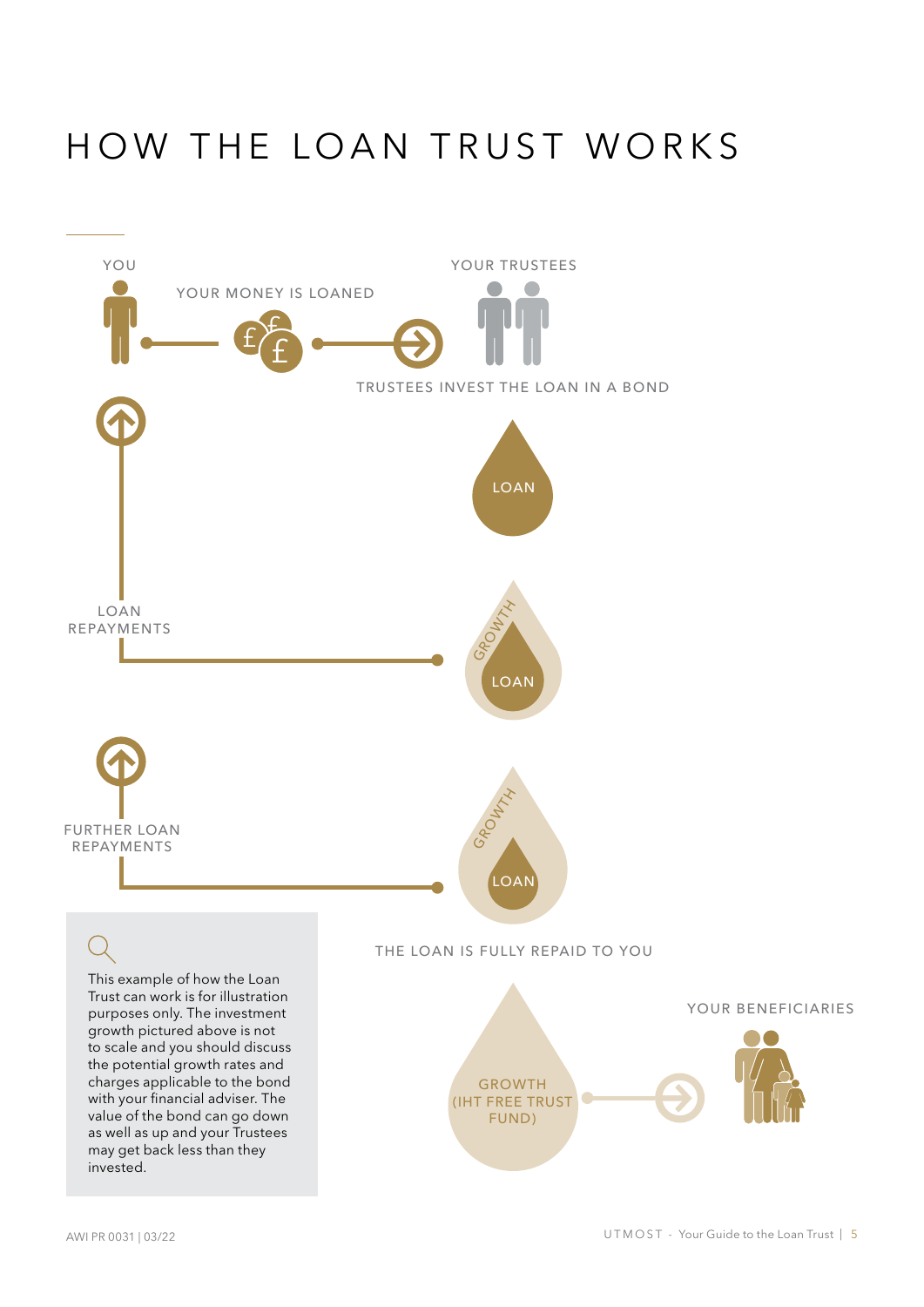# HOW THE LOAN TRUST WORKS

YOU

YOUR MONEY IS LOANED

YOUR TRUSTEES

TRUSTEES INVEST THE LOAN IN A BOND

LOAN

LOAN REPAYMENTS

GROWTH

LOAN

FURTHER LOAN REPAYMENTS

GROWTH

LOAN

THE LOAN IS FULLY REPAID TO YOU

GROWTH (IHT FREE TRUST FUND)

YOUR BENEFICIARIES

This example of how the Loan Trust can work is for illustration purposes only. The investment growth pictured above is not to scale and you should discuss the potential growth rates and charges applicable to the bond with your financial adviser. The value of the bond can go down as well as up and your Trustees may get back less than they invested.

AWI PR 0031 | 03/22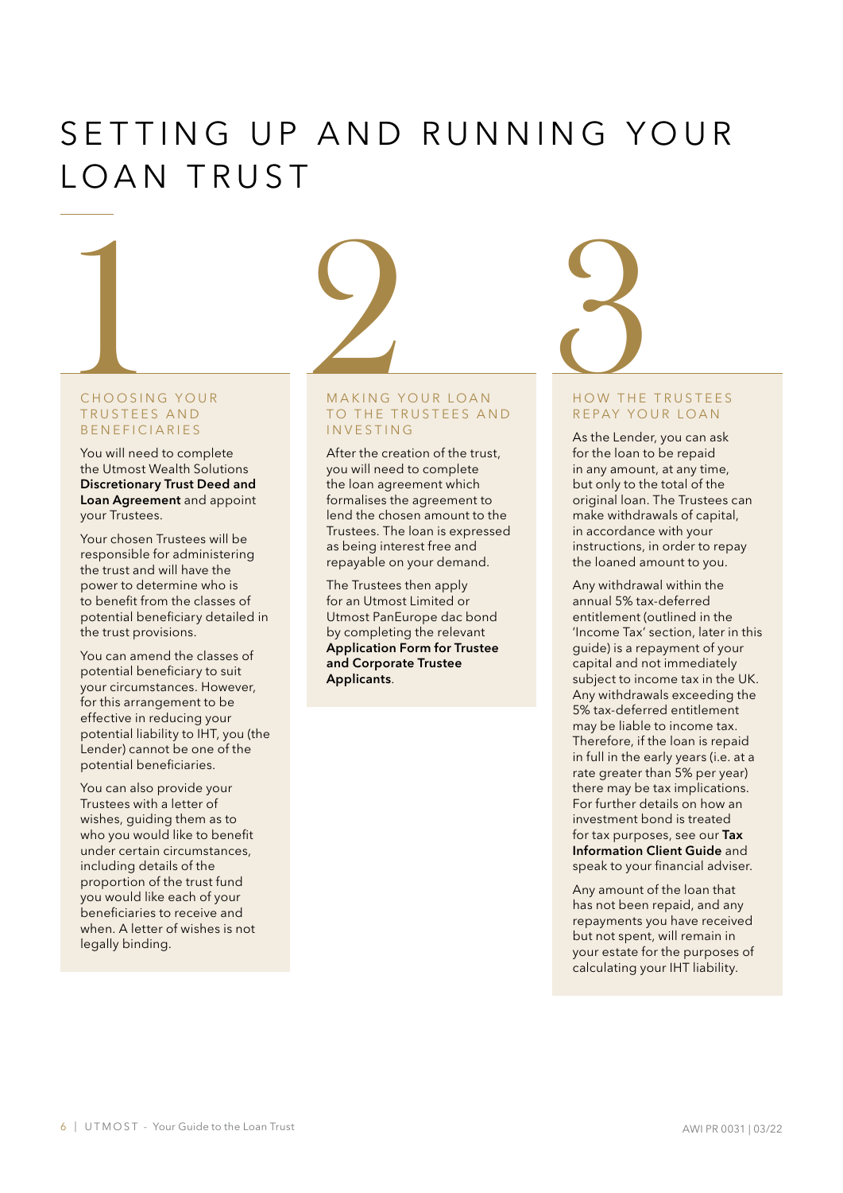# SETTING UP AND RUNNING YOUR LOAN TRUST

## 1

### CHOOSING YOUR TRUSTEES AND BENEFICIARIES

You will need to complete the Utmost Wealth Solutions **Discretionary Trust Deed and Loan Agreement** and appoint your Trustees.

Your chosen Trustees will be responsible for administering the trust and will have the power to determine who is to benefit from the classes of potential beneficiary detailed in the trust provisions.

You can amend the classes of potential beneficiary to suit your circumstances. However, for this arrangement to be effective in reducing your potential liability to IHT, you (the Lender) cannot be one of the potential beneficiaries.

You can also provide your Trustees with a letter of wishes, guiding them as to who you would like to benefit under certain circumstances, including details of the proportion of the trust fund you would like each of your beneficiaries to receive and when. A letter of wishes is not legally binding.

## 2

### MAKING YOUR LOAN TO THE TRUSTEES AND INVESTING

After the creation of the trust, you will need to complete the loan agreement which formalises the agreement to lend the chosen amount to the Trustees. The loan is expressed as being interest free and repayable on your demand.

The Trustees then apply for an Utmost Limited or Utmost PanEurope dac bond by completing the relevant **Application Form for Trustee and Corporate Trustee Applicants**.

## 3

### HOW THE TRUSTEES REPAY YOUR LOAN

As the Lender, you can ask for the loan to be repaid in any amount, at any time, but only to the total of the original loan. The Trustees can make withdrawals of capital, in accordance with your instructions, in order to repay the loaned amount to you.

Any withdrawal within the annual 5% tax-deferred entitlement (outlined in the 'Income Tax' section, later in this guide) is a repayment of your capital and not immediately subject to income tax in the UK. Any withdrawals exceeding the 5% tax-deferred entitlement may be liable to income tax. Therefore, if the loan is repaid in full in the early years (i.e. at a rate greater than 5% per year) there may be tax implications. For further details on how an investment bond is treated for tax purposes, see our **Tax Information Client Guide** and speak to your financial adviser.

Any amount of the loan that has not been repaid, and any repayments you have received but not spent, will remain in your estate for the purposes of calculating your IHT liability.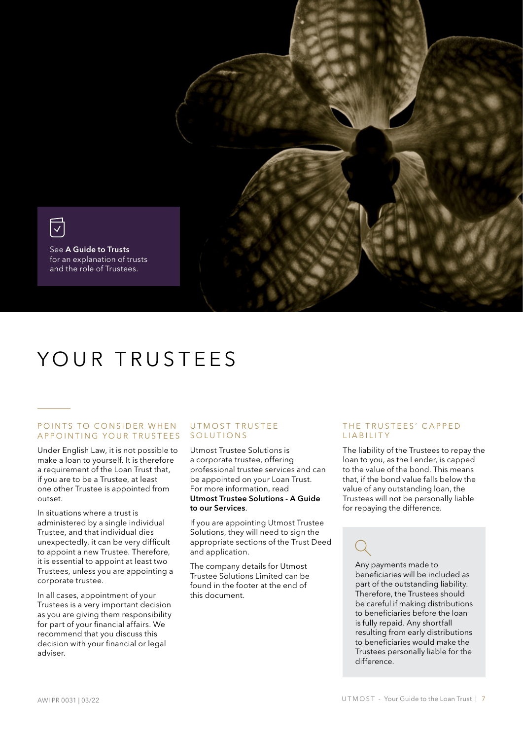See **A Guide to Trusts** for an explanation of trusts and the role of Trustees.

# YOUR TRUSTEES

## POINTS TO CONSIDER WHEN APPOINTING YOUR TRUSTEES

Under English Law, it is not possible to make a loan to yourself. It is therefore a requirement of the Loan Trust that, if you are to be a Trustee, at least one other Trustee is appointed from outset.

In situations where a trust is administered by a single individual Trustee, and that individual dies unexpectedly, it can be very difficult to appoint a new Trustee. Therefore, it is essential to appoint at least two Trustees, unless you are appointing a corporate trustee.

In all cases, appointment of your Trustees is a very important decision as you are giving them responsibility for part of your financial affairs. We recommend that you discuss this decision with your financial or legal adviser.

## UTMOST TRUSTEE SOLUTIONS

Utmost Trustee Solutions is a corporate trustee, offering professional trustee services and can be appointed on your Loan Trust. For more information, read **Utmost Trustee Solutions - A Guide to our Services**.

If you are appointing Utmost Trustee Solutions, they will need to sign the appropriate sections of the Trust Deed and application.

The company details for Utmost Trustee Solutions Limited can be found in the footer at the end of this document.

## THE TRUSTEES' CAPPED LIABILITY

The liability of the Trustees to repay the loan to you, as the Lender, is capped to the value of the bond. This means that, if the bond value falls below the value of any outstanding loan, the Trustees will not be personally liable for repaying the difference.

Any payments made to beneficiaries will be included as part of the outstanding liability. Therefore, the Trustees should be careful if making distributions to beneficiaries before the loan is fully repaid. Any shortfall resulting from early distributions to beneficiaries would make the Trustees personally liable for the difference.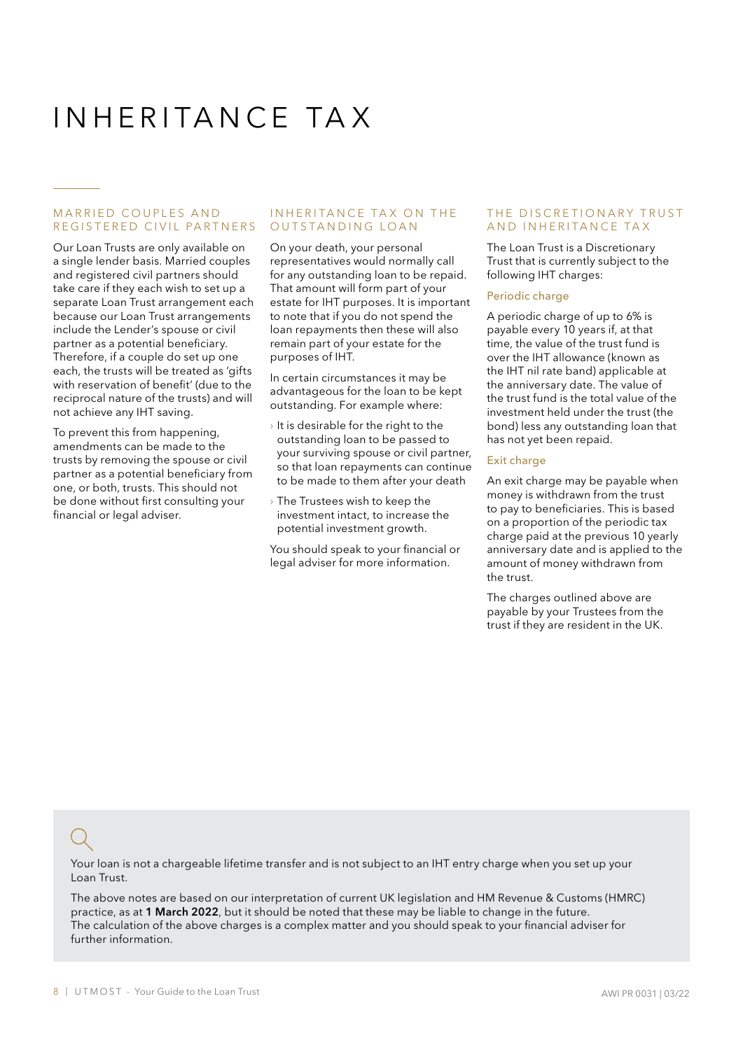# INHERITANCE TAX

## MARRIED COUPLES AND REGISTERED CIVIL PARTNERS

Our Loan Trusts are only available on a single lender basis. Married couples and registered civil partners should take care if they each wish to set up a separate Loan Trust arrangement each because our Loan Trust arrangements include the Lender's spouse or civil partner as a potential beneficiary. Therefore, if a couple do set up one each, the trusts will be treated as 'gifts with reservation of benefit' (due to the reciprocal nature of the trusts) and will not achieve any IHT saving.

To prevent this from happening, amendments can be made to the trusts by removing the spouse or civil partner as a potential beneficiary from one, or both, trusts. This should not be done without first consulting your financial or legal adviser.

## INHERITANCE TAX ON THE OUTSTANDING LOAN

On your death, your personal representatives would normally call for any outstanding loan to be repaid. That amount will form part of your estate for IHT purposes. It is important to note that if you do not spend the loan repayments then these will also remain part of your estate for the purposes of IHT.

In certain circumstances it may be advantageous for the loan to be kept outstanding. For example where:

- It is desirable for the right to the outstanding loan to be passed to your surviving spouse or civil partner, so that loan repayments can continue to be made to them after your death
- The Trustees wish to keep the investment intact, to increase the potential investment growth.

You should speak to your financial or legal adviser for more information.

## THE DISCRETIONARY TRUST AND INHERITANCE TAX

The Loan Trust is a Discretionary Trust that is currently subject to the following IHT charges:

### Periodic charge

A periodic charge of up to 6% is payable every 10 years if, at that time, the value of the trust fund is over the IHT allowance (known as the IHT nil rate band) applicable at the anniversary date. The value of the trust fund is the total value of the investment held under the trust (the bond) less any outstanding loan that has not yet been repaid.

### Exit charge

An exit charge may be payable when money is withdrawn from the trust to pay to beneficiaries. This is based on a proportion of the periodic tax charge paid at the previous 10 yearly anniversary date and is applied to the amount of money withdrawn from the trust.

The charges outlined above are payable by your Trustees from the trust if they are resident in the UK.

---

Your loan is not a chargeable lifetime transfer and is not subject to an IHT entry charge when you set up your Loan Trust.

The above notes are based on our interpretation of current UK legislation and HM Revenue & Customs (HMRC) practice, as at **1 March 2022**, but it should be noted that these may be liable to change in the future. The calculation of the above charges is a complex matter and you should speak to your financial adviser for further information.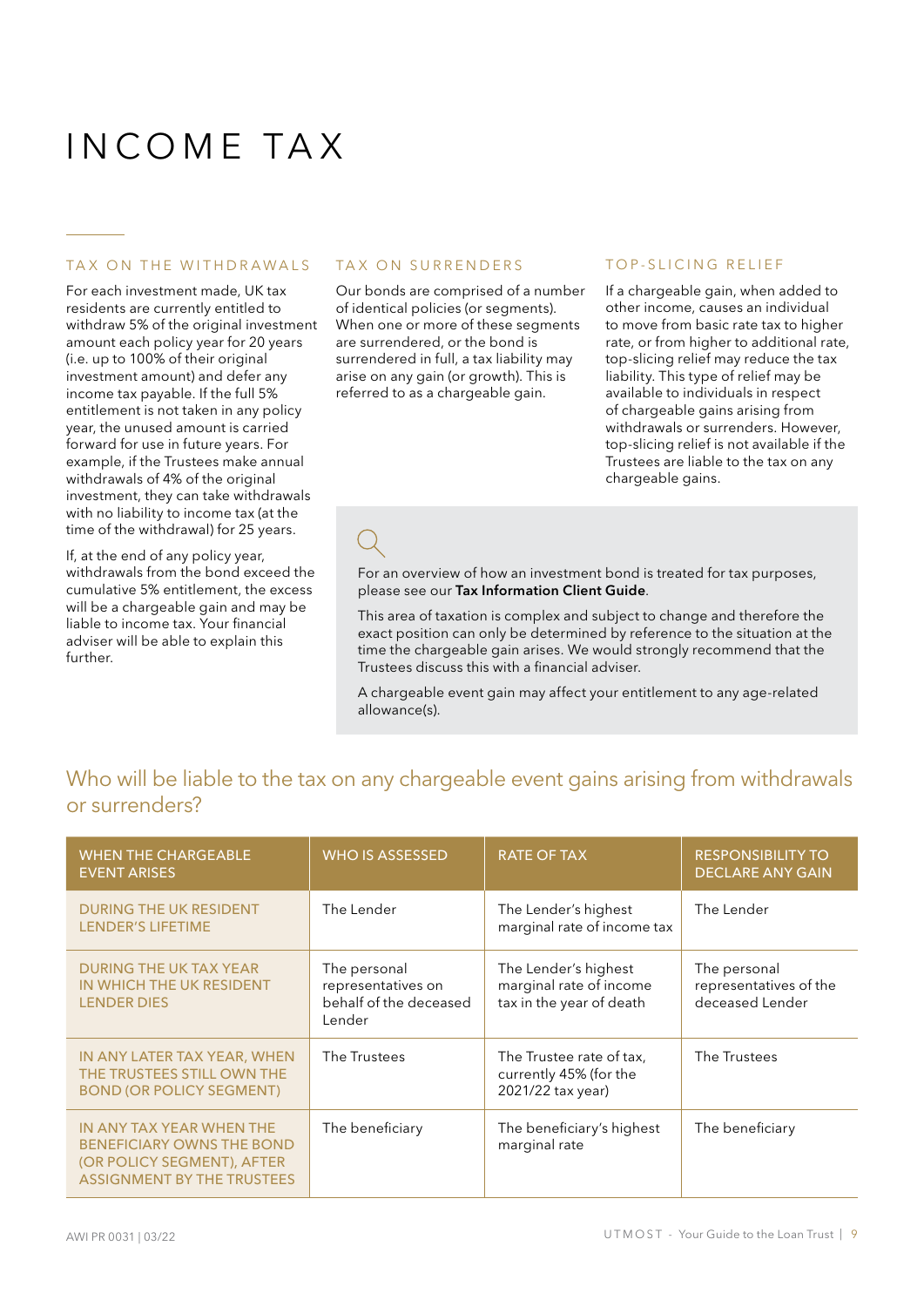# INCOME TAX

### TAX ON THE WITHDRAWALS

For each investment made, UK tax residents are currently entitled to withdraw 5% of the original investment amount each policy year for 20 years (i.e. up to 100% of their original investment amount) and defer any income tax payable. If the full 5% entitlement is not taken in any policy year, the unused amount is carried forward for use in future years. For example, if the Trustees make annual withdrawals of 4% of the original investment, they can take withdrawals with no liability to income tax (at the time of the withdrawal) for 25 years.

If, at the end of any policy year, withdrawals from the bond exceed the cumulative 5% entitlement, the excess will be a chargeable gain and may be liable to income tax. Your financial adviser will be able to explain this further.

### TAX ON SURRENDERS

Our bonds are comprised of a number of identical policies (or segments). When one or more of these segments are surrendered, or the bond is surrendered in full, a tax liability may arise on any gain (or growth). This is referred to as a chargeable gain.

### TOP-SLICING RELIEF

If a chargeable gain, when added to other income, causes an individual to move from basic rate tax to higher rate, or from higher to additional rate, top-slicing relief may reduce the tax liability. This type of relief may be available to individuals in respect of chargeable gains arising from withdrawals or surrenders. However, top-slicing relief is not available if the Trustees are liable to the tax on any chargeable gains.

For an overview of how an investment bond is treated for tax purposes, please see our **Tax Information Client Guide**.

This area of taxation is complex and subject to change and therefore the exact position can only be determined by reference to the situation at the time the chargeable gain arises. We would strongly recommend that the Trustees discuss this with a financial adviser.

A chargeable event gain may affect your entitlement to any age-related allowance(s).

## Who will be liable to the tax on any chargeable event gains arising from withdrawals or surrenders?

| WHEN THE CHARGEABLE EVENT ARISES | WHO IS ASSESSED | RATE OF TAX | RESPONSIBILITY TO DECLARE ANY GAIN |
|---|---|---|---|
| DURING THE UK RESIDENT LENDER'S LIFETIME | The Lender | The Lender's highest marginal rate of income tax | The Lender |
| DURING THE UK TAX YEAR IN WHICH THE UK RESIDENT LENDER DIES | The personal representatives on behalf of the deceased Lender | The Lender's highest marginal rate of income tax in the year of death | The personal representatives of the deceased Lender |
| IN ANY LATER TAX YEAR, WHEN THE TRUSTEES STILL OWN THE BOND (OR POLICY SEGMENT) | The Trustees | The Trustee rate of tax, currently 45% (for the 2021/22 tax year) | The Trustees |
| IN ANY TAX YEAR WHEN THE BENEFICIARY OWNS THE BOND (OR POLICY SEGMENT), AFTER ASSIGNMENT BY THE TRUSTEES | The beneficiary | The beneficiary's highest marginal rate | The beneficiary |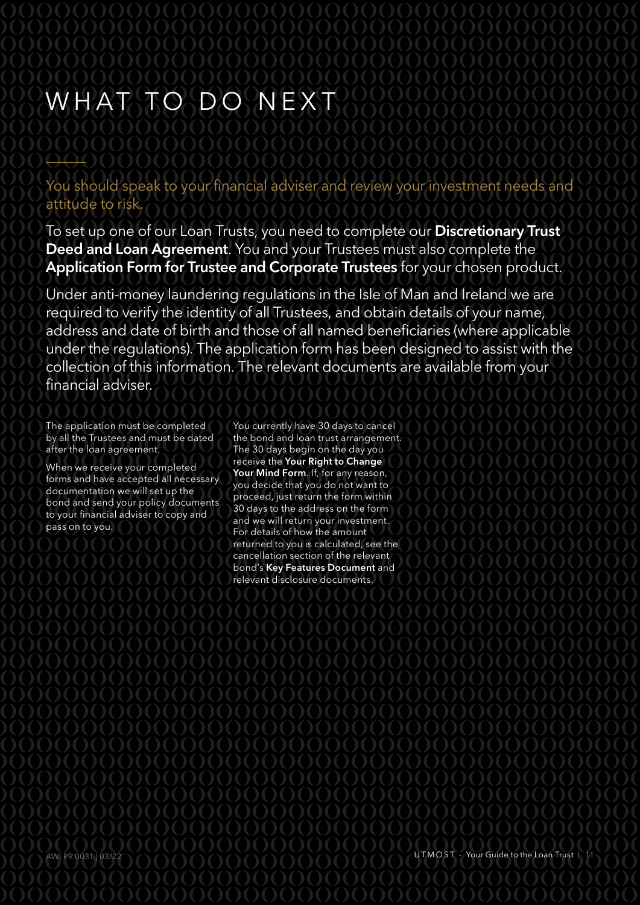# WHAT TO DO NEXT

You should speak to your financial adviser and review your investment needs and attitude to risk.

To set up one of our Loan Trusts, you need to complete our **Discretionary Trust Deed and Loan Agreement**. You and your Trustees must also complete the **Application Form for Trustee and Corporate Trustees** for your chosen product.

Under anti-money laundering regulations in the Isle of Man and Ireland we are required to verify the identity of all Trustees, and obtain details of your name, address and date of birth and those of all named beneficiaries (where applicable under the regulations). The application form has been designed to assist with the collection of this information. The relevant documents are available from your financial adviser.

The application must be completed by all the Trustees and must be dated after the loan agreement.

When we receive your completed forms and have accepted all necessary documentation we will set up the bond and send your policy documents to your financial adviser to copy and pass on to you.

You currently have 30 days to cancel the bond and loan trust arrangement. The 30 days begin on the day you receive the **Your Right to Change Your Mind Form**. If, for any reason, you decide that you do not want to proceed, just return the form within 30 days to the address on the form and we will return your investment. For details of how the amount returned to you is calculated, see the cancellation section of the relevant bond's **Key Features Document** and relevant disclosure documents.

AWI PR 0031 | 03/22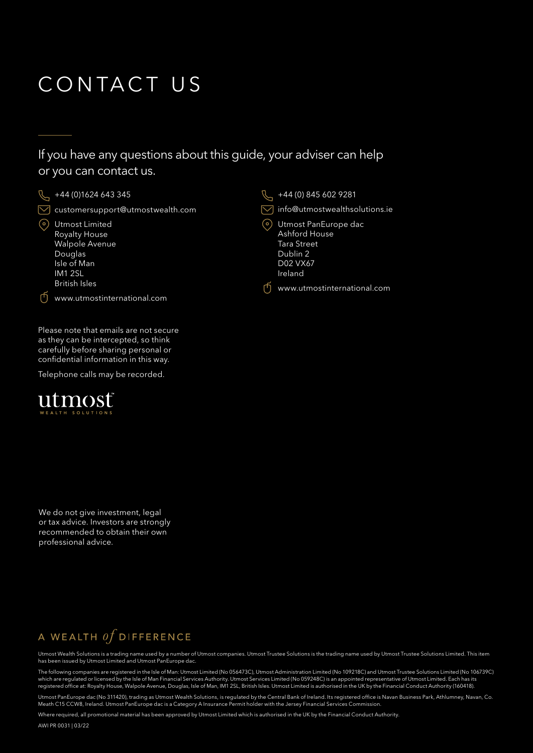# CONTACT US

If you have any questions about this guide, your adviser can help or you can contact us.

+44 (0)1624 643 345

customersupport@utmostwealth.com

Utmost Limited
Royalty House
Walpole Avenue
Douglas
Isle of Man
IM1 2SL
British Isles

www.utmostinternational.com

+44 (0) 845 602 9281

info@utmostwealthsolutions.ie

Utmost PanEurope dac
Ashford House
Tara Street
Dublin 2
D02 VX67
Ireland

www.utmostinternational.com

Please note that emails are not secure as they can be intercepted, so think carefully before sharing personal or confidential information in this way.

Telephone calls may be recorded.

utmost™
WEALTH SOLUTIONS

We do not give investment, legal or tax advice. Investors are strongly recommended to obtain their own professional advice.

A WEALTH *of* DIFFERENCE

Utmost Wealth Solutions is a trading name used by a number of Utmost companies. Utmost Trustee Solutions is the trading name used by Utmost Trustee Solutions Limited. This item has been issued by Utmost Limited and Utmost PanEurope dac.

The following companies are registered in the Isle of Man: Utmost Limited (No 056473C), Utmost Administration Limited (No 109218C) and Utmost Trustee Solutions Limited (No 106739C) which are regulated or licensed by the Isle of Man Financial Services Authority. Utmost Services Limited (No 059248C) is an appointed representative of Utmost Limited. Each has its registered office at: Royalty House, Walpole Avenue, Douglas, Isle of Man, IM1 2SL, British Isles. Utmost Limited is authorised in the UK by the Financial Conduct Authority (160418).

Utmost PanEurope dac (No 311420), trading as Utmost Wealth Solutions, is regulated by the Central Bank of Ireland. Its registered office is Navan Business Park, Athlumney, Navan, Co. Meath C15 CCW8, Ireland. Utmost PanEurope dac is a Category A Insurance Permit holder with the Jersey Financial Services Commission.

Where required, all promotional material has been approved by Utmost Limited which is authorised in the UK by the Financial Conduct Authority.

AWI PR 0031 | 03/22